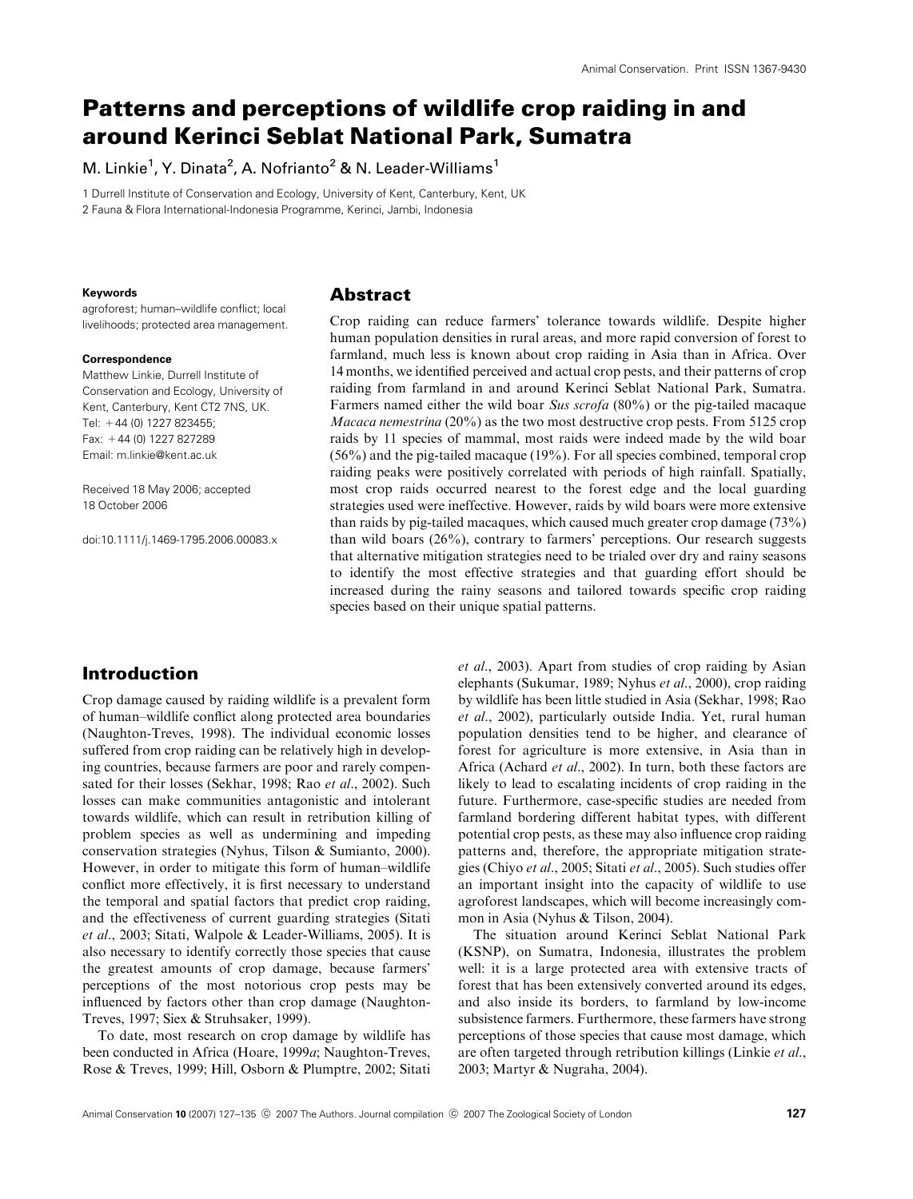# Patterns and perceptions of wildlife crop raiding in and around Kerinci Seblat National Park, Sumatra

M. Linkie[1], Y. Dinata[2], A. Nofrianto[2] & N. Leader-Williams[1]

1 Durrell Institute of Conservation and Ecology, University of Kent, Canterbury, Kent, UK

2 Fauna & Flora International-Indonesia Programme, Kerinci, Jambi, Indonesia

**Keywords**

agroforest; human–wildlife conflict; local livelihoods; protected area management.

**Correspondence**

Matthew Linkie, Durrell Institute of Conservation and Ecology, University of Kent, Canterbury, Kent CT2 7NS, UK.
Tel: +44 (0) 1227 823455;
Fax: +44 (0) 1227 827289
Email: m.linkie@kent.ac.uk

Received 18 May 2006; accepted 18 October 2006

doi:10.1111/j.1469-1795.2006.00083.x

## Abstract

Crop raiding can reduce farmers' tolerance towards wildlife. Despite higher human population densities in rural areas, and more rapid conversion of forest to farmland, much less is known about crop raiding in Asia than in Africa. Over 14 months, we identified perceived and actual crop pests, and their patterns of crop raiding from farmland in and around Kerinci Seblat National Park, Sumatra. Farmers named either the wild boar *Sus scrofa* (80%) or the pig-tailed macaque *Macaca nemestrina* (20%) as the two most destructive crop pests. From 5125 crop raids by 11 species of mammal, most raids were indeed made by the wild boar (56%) and the pig-tailed macaque (19%). For all species combined, temporal crop raiding peaks were positively correlated with periods of high rainfall. Spatially, most crop raids occurred nearest to the forest edge and the local guarding strategies used were ineffective. However, raids by wild boars were more extensive than raids by pig-tailed macaques, which caused much greater crop damage (73%) than wild boars (26%), contrary to farmers' perceptions. Our research suggests that alternative mitigation strategies need to be trialed over dry and rainy seasons to identify the most effective strategies and that guarding effort should be increased during the rainy seasons and tailored towards specific crop raiding species based on their unique spatial patterns.

## Introduction

Crop damage caused by raiding wildlife is a prevalent form of human–wildlife conflict along protected area boundaries (Naughton-Treves, 1998). The individual economic losses suffered from crop raiding can be relatively high in developing countries, because farmers are poor and rarely compensated for their losses (Sekhar, 1998; Rao *et al*., 2002). Such losses can make communities antagonistic and intolerant towards wildlife, which can result in retribution killing of problem species as well as undermining and impeding conservation strategies (Nyhus, Tilson & Sumianto, 2000). However, in order to mitigate this form of human–wildlife conflict more effectively, it is first necessary to understand the temporal and spatial factors that predict crop raiding, and the effectiveness of current guarding strategies (Sitati *et al*., 2003; Sitati, Walpole & Leader-Williams, 2005). It is also necessary to identify correctly those species that cause the greatest amounts of crop damage, because farmers' perceptions of the most notorious crop pests may be influenced by factors other than crop damage (Naughton-Treves, 1997; Siex & Struhsaker, 1999).

To date, most research on crop damage by wildlife has been conducted in Africa (Hoare, 1999*a*; Naughton-Treves, Rose & Treves, 1999; Hill, Osborn & Plumptre, 2002; Sitati *et al*., 2003). Apart from studies of crop raiding by Asian elephants (Sukumar, 1989; Nyhus *et al*., 2000), crop raiding by wildlife has been little studied in Asia (Sekhar, 1998; Rao *et al*., 2002), particularly outside India. Yet, rural human population densities tend to be higher, and clearance of forest for agriculture is more extensive, in Asia than in Africa (Achard *et al*., 2002). In turn, both these factors are likely to lead to escalating incidents of crop raiding in the future. Furthermore, case-specific studies are needed from farmland bordering different habitat types, with different potential crop pests, as these may also influence crop raiding patterns and, therefore, the appropriate mitigation strategies (Chiyo *et al*., 2005; Sitati *et al*., 2005). Such studies offer an important insight into the capacity of wildlife to use agroforest landscapes, which will become increasingly common in Asia (Nyhus & Tilson, 2004).

The situation around Kerinci Seblat National Park (KSNP), on Sumatra, Indonesia, illustrates the problem well: it is a large protected area with extensive tracts of forest that has been extensively converted around its edges, and also inside its borders, to farmland by low-income subsistence farmers. Furthermore, these farmers have strong perceptions of those species that cause most damage, which are often targeted through retribution killings (Linkie *et al*., 2003; Martyr & Nugraha, 2004).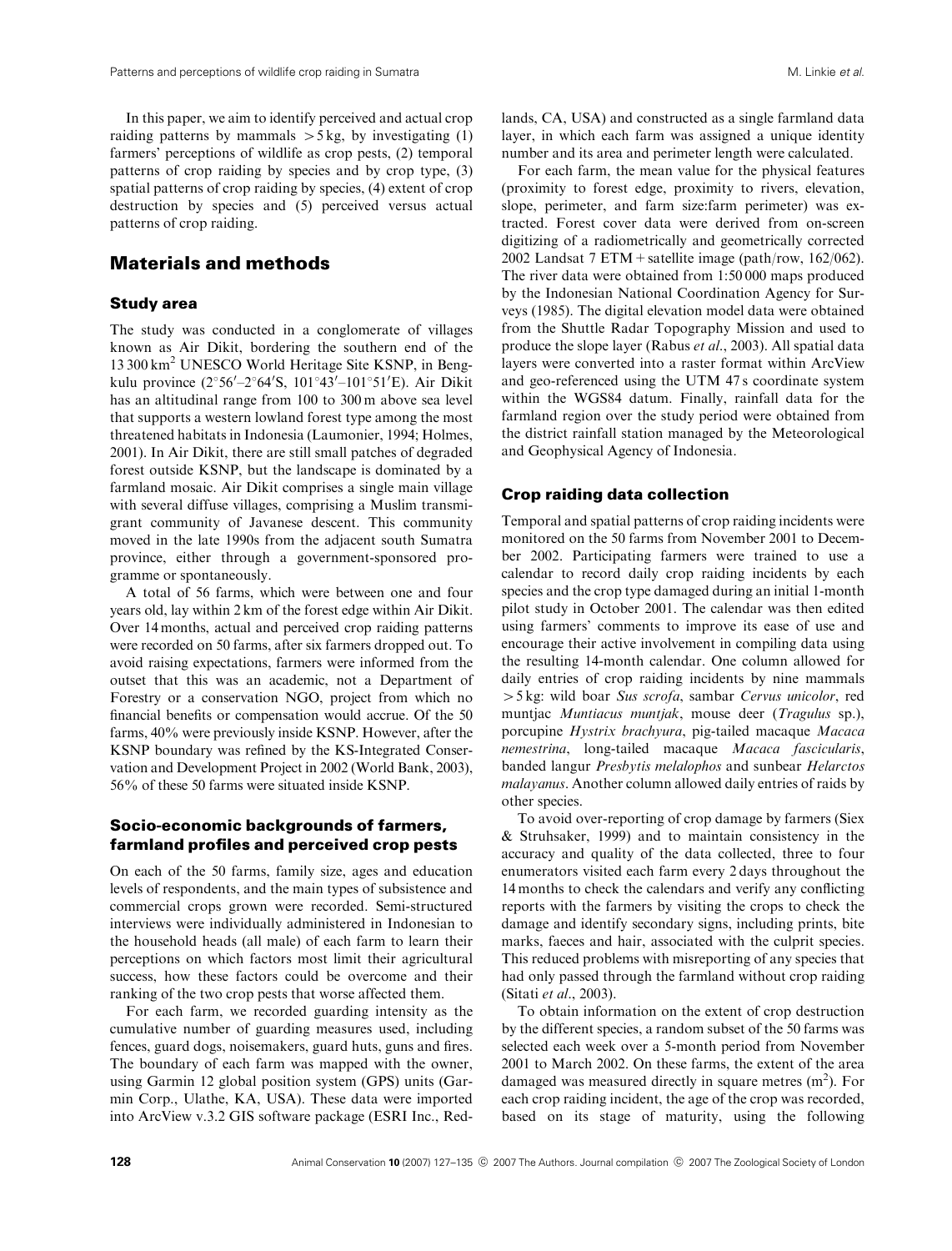In this paper, we aim to identify perceived and actual crop raiding patterns by mammals >5 kg, by investigating (1) farmers' perceptions of wildlife as crop pests, (2) temporal patterns of crop raiding by species and by crop type, (3) spatial patterns of crop raiding by species, (4) extent of crop destruction by species and (5) perceived versus actual patterns of crop raiding.

## Materials and methods

### Study area

The study was conducted in a conglomerate of villages known as Air Dikit, bordering the southern end of the 13 300 km$^2$ UNESCO World Heritage Site KSNP, in Bengkulu province (2°56′–2°64′S, 101°43′–101°51′E). Air Dikit has an altitudinal range from 100 to 300 m above sea level that supports a western lowland forest type among the most threatened habitats in Indonesia (Laumonier, 1994; Holmes, 2001). In Air Dikit, there are still small patches of degraded forest outside KSNP, but the landscape is dominated by a farmland mosaic. Air Dikit comprises a single main village with several diffuse villages, comprising a Muslim transmigrant community of Javanese descent. This community moved in the late 1990s from the adjacent south Sumatra province, either through a government-sponsored programme or spontaneously.

A total of 56 farms, which were between one and four years old, lay within 2 km of the forest edge within Air Dikit. Over 14 months, actual and perceived crop raiding patterns were recorded on 50 farms, after six farmers dropped out. To avoid raising expectations, farmers were informed from the outset that this was an academic, not a Department of Forestry or a conservation NGO, project from which no financial benefits or compensation would accrue. Of the 50 farms, 40% were previously inside KSNP. However, after the KSNP boundary was refined by the KS-Integrated Conservation and Development Project in 2002 (World Bank, 2003), 56% of these 50 farms were situated inside KSNP.

### Socio-economic backgrounds of farmers, farmland profiles and perceived crop pests

On each of the 50 farms, family size, ages and education levels of respondents, and the main types of subsistence and commercial crops grown were recorded. Semi-structured interviews were individually administered in Indonesian to the household heads (all male) of each farm to learn their perceptions on which factors most limit their agricultural success, how these factors could be overcome and their ranking of the two crop pests that worse affected them.

For each farm, we recorded guarding intensity as the cumulative number of guarding measures used, including fences, guard dogs, noisemakers, guard huts, guns and fires. The boundary of each farm was mapped with the owner, using Garmin 12 global position system (GPS) units (Garmin Corp., Ulathe, KA, USA). These data were imported into ArcView v.3.2 GIS software package (ESRI Inc., Redlands, CA, USA) and constructed as a single farmland data layer, in which each farm was assigned a unique identity number and its area and perimeter length were calculated.

For each farm, the mean value for the physical features (proximity to forest edge, proximity to rivers, elevation, slope, perimeter, and farm size:farm perimeter) was extracted. Forest cover data were derived from on-screen digitizing of a radiometrically and geometrically corrected 2002 Landsat 7 ETM + satellite image (path/row, 162/062). The river data were obtained from 1:50 000 maps produced by the Indonesian National Coordination Agency for Surveys (1985). The digital elevation model data were obtained from the Shuttle Radar Topography Mission and used to produce the slope layer (Rabus *et al*., 2003). All spatial data layers were converted into a raster format within ArcView and geo-referenced using the UTM 47 s coordinate system within the WGS84 datum. Finally, rainfall data for the farmland region over the study period were obtained from the district rainfall station managed by the Meteorological and Geophysical Agency of Indonesia.

### Crop raiding data collection

Temporal and spatial patterns of crop raiding incidents were monitored on the 50 farms from November 2001 to December 2002. Participating farmers were trained to use a calendar to record daily crop raiding incidents by each species and the crop type damaged during an initial 1-month pilot study in October 2001. The calendar was then edited using farmers' comments to improve its ease of use and encourage their active involvement in compiling data using the resulting 14-month calendar. One column allowed for daily entries of crop raiding incidents by nine mammals >5 kg: wild boar *Sus scrofa*, sambar *Cervus unicolor*, red muntjac *Muntiacus muntjak*, mouse deer (*Tragulus* sp.), porcupine *Hystrix brachyura*, pig-tailed macaque *Macaca nemestrina*, long-tailed macaque *Macaca fascicularis*, banded langur *Presbytis melalophos* and sunbear *Helarctos malayanus*. Another column allowed daily entries of raids by other species.

To avoid over-reporting of crop damage by farmers (Siex & Struhsaker, 1999) and to maintain consistency in the accuracy and quality of the data collected, three to four enumerators visited each farm every 2 days throughout the 14 months to check the calendars and verify any conflicting reports with the farmers by visiting the crops to check the damage and identify secondary signs, including prints, bite marks, faeces and hair, associated with the culprit species. This reduced problems with misreporting of any species that had only passed through the farmland without crop raiding (Sitati *et al*., 2003).

To obtain information on the extent of crop destruction by the different species, a random subset of the 50 farms was selected each week over a 5-month period from November 2001 to March 2002. On these farms, the extent of the area damaged was measured directly in square metres (m$^2$). For each crop raiding incident, the age of the crop was recorded, based on its stage of maturity, using the following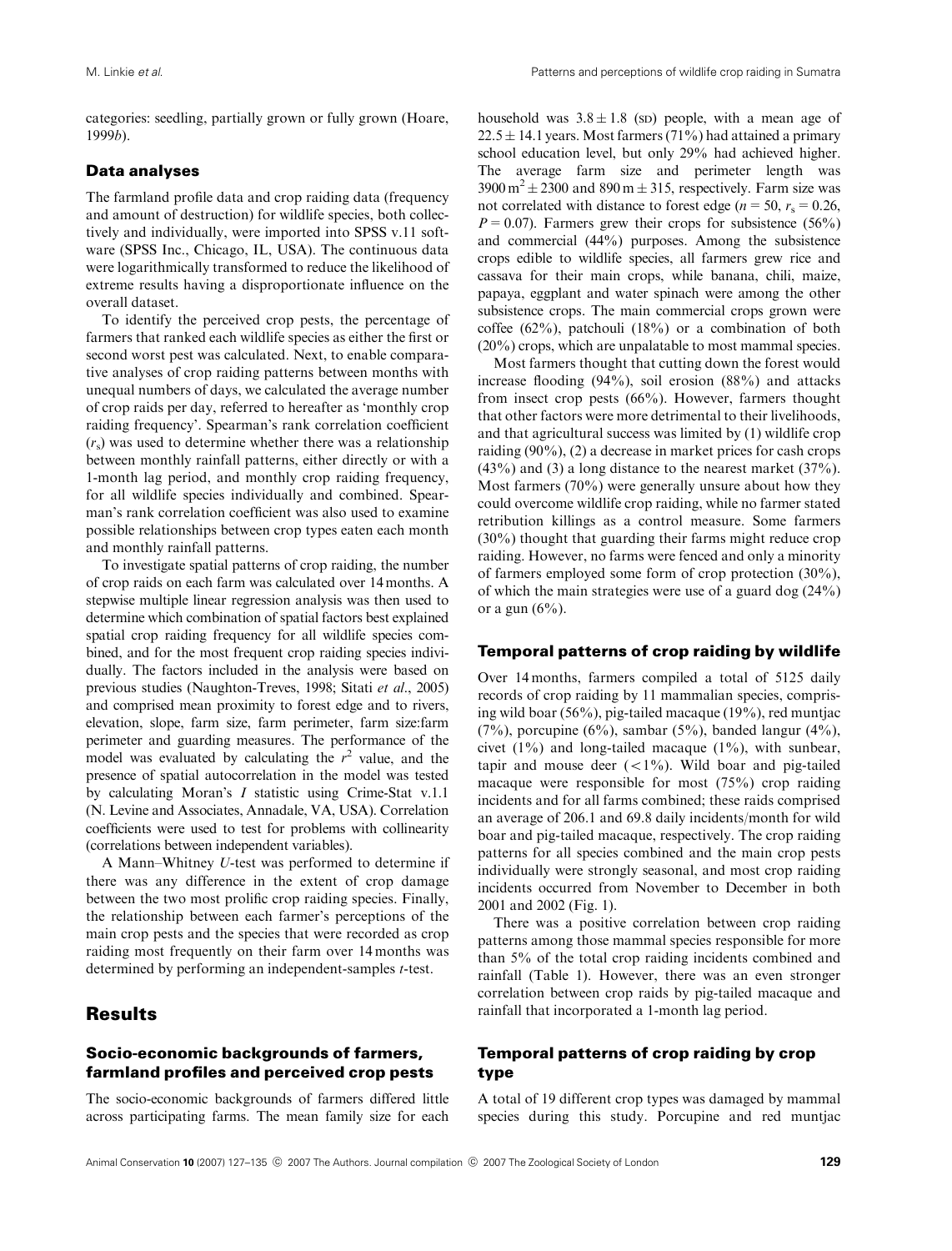categories: seedling, partially grown or fully grown (Hoare, 1999*b*).

## Data analyses

The farmland profile data and crop raiding data (frequency and amount of destruction) for wildlife species, both collectively and individually, were imported into SPSS v.11 software (SPSS Inc., Chicago, IL, USA). The continuous data were logarithmically transformed to reduce the likelihood of extreme results having a disproportionate influence on the overall dataset.

To identify the perceived crop pests, the percentage of farmers that ranked each wildlife species as either the first or second worst pest was calculated. Next, to enable comparative analyses of crop raiding patterns between months with unequal numbers of days, we calculated the average number of crop raids per day, referred to hereafter as 'monthly crop raiding frequency'. Spearman's rank correlation coefficient ($r_s$) was used to determine whether there was a relationship between monthly rainfall patterns, either directly or with a 1-month lag period, and monthly crop raiding frequency, for all wildlife species individually and combined. Spearman's rank correlation coefficient was also used to examine possible relationships between crop types eaten each month and monthly rainfall patterns.

To investigate spatial patterns of crop raiding, the number of crop raids on each farm was calculated over 14 months. A stepwise multiple linear regression analysis was then used to determine which combination of spatial factors best explained spatial crop raiding frequency for all wildlife species combined, and for the most frequent crop raiding species individually. The factors included in the analysis were based on previous studies (Naughton-Treves, 1998; Sitati *et al*., 2005) and comprised mean proximity to forest edge and to rivers, elevation, slope, farm size, farm perimeter, farm size:farm perimeter and guarding measures. The performance of the model was evaluated by calculating the $r^2$ value, and the presence of spatial autocorrelation in the model was tested by calculating Moran's *I* statistic using Crime-Stat v.1.1 (N. Levine and Associates, Annadale, VA, USA). Correlation coefficients were used to test for problems with collinearity (correlations between independent variables).

A Mann–Whitney *U*-test was performed to determine if there was any difference in the extent of crop damage between the two most prolific crop raiding species. Finally, the relationship between each farmer's perceptions of the main crop pests and the species that were recorded as crop raiding most frequently on their farm over 14 months was determined by performing an independent-samples *t*-test.

# Results

## Socio-economic backgrounds of farmers, farmland profiles and perceived crop pests

The socio-economic backgrounds of farmers differed little across participating farms. The mean family size for each household was $3.8 \pm 1.8$ (SD) people, with a mean age of $22.5 \pm 14.1$ years. Most farmers (71%) had attained a primary school education level, but only 29% had achieved higher. The average farm size and perimeter length was $3900\,\text{m}^2 \pm 2300$ and $890\,\text{m} \pm 315$, respectively. Farm size was not correlated with distance to forest edge ($n = 50$, $r_s = 0.26$, $P = 0.07$). Farmers grew their crops for subsistence (56%) and commercial (44%) purposes. Among the subsistence crops edible to wildlife species, all farmers grew rice and cassava for their main crops, while banana, chili, maize, papaya, eggplant and water spinach were among the other subsistence crops. The main commercial crops grown were coffee (62%), patchouli (18%) or a combination of both (20%) crops, which are unpalatable to most mammal species.

Most farmers thought that cutting down the forest would increase flooding (94%), soil erosion (88%) and attacks from insect crop pests (66%). However, farmers thought that other factors were more detrimental to their livelihoods, and that agricultural success was limited by (1) wildlife crop raiding (90%), (2) a decrease in market prices for cash crops (43%) and (3) a long distance to the nearest market (37%). Most farmers (70%) were generally unsure about how they could overcome wildlife crop raiding, while no farmer stated retribution killings as a control measure. Some farmers (30%) thought that guarding their farms might reduce crop raiding. However, no farms were fenced and only a minority of farmers employed some form of crop protection (30%), of which the main strategies were use of a guard dog (24%) or a gun (6%).

## Temporal patterns of crop raiding by wildlife

Over 14 months, farmers compiled a total of 5125 daily records of crop raiding by 11 mammalian species, comprising wild boar (56%), pig-tailed macaque (19%), red muntjac (7%), porcupine (6%), sambar (5%), banded langur (4%), civet (1%) and long-tailed macaque (1%), with sunbear, tapir and mouse deer (<1%). Wild boar and pig-tailed macaque were responsible for most (75%) crop raiding incidents and for all farms combined; these raids comprised an average of 206.1 and 69.8 daily incidents/month for wild boar and pig-tailed macaque, respectively. The crop raiding patterns for all species combined and the main crop pests individually were strongly seasonal, and most crop raiding incidents occurred from November to December in both 2001 and 2002 (Fig. 1).

There was a positive correlation between crop raiding patterns among those mammal species responsible for more than 5% of the total crop raiding incidents combined and rainfall (Table 1). However, there was an even stronger correlation between crop raids by pig-tailed macaque and rainfall that incorporated a 1-month lag period.

## Temporal patterns of crop raiding by crop type

A total of 19 different crop types was damaged by mammal species during this study. Porcupine and red muntjac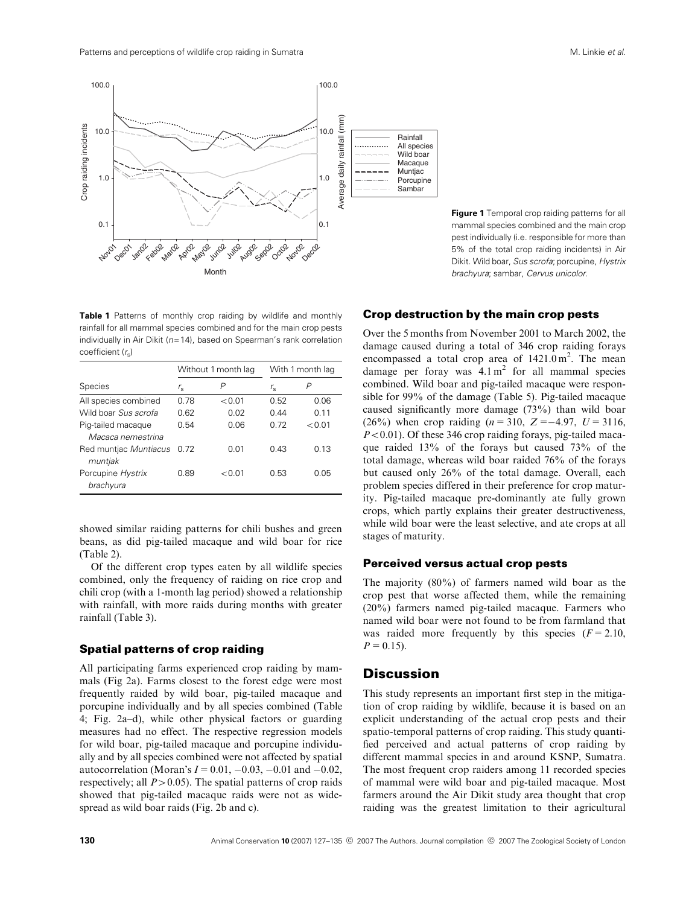**Figure 1** Temporal crop raiding patterns for all mammal species combined and the main crop pest individually (i.e. responsible for more than 5% of the total crop raiding incidents) in Air Dikit. Wild boar, *Sus scrofa*; porcupine, *Hystrix brachyura*; sambar, *Cervus unicolor*.

**Table 1** Patterns of monthly crop raiding by wildlife and monthly rainfall for all mammal species combined and for the main crop pests individually in Air Dikit ($n=14$), based on Spearman's rank correlation coefficient ($r_s$)

| | Without 1 month lag | | With 1 month lag | |
|---|---|---|---|---|
| Species | $r_s$ | $P$ | $r_s$ | $P$ |
| All species combined | 0.78 | <0.01 | 0.52 | 0.06 |
| Wild boar *Sus scrofa* | 0.62 | 0.02 | 0.44 | 0.11 |
| Pig-tailed macaque *Macaca nemestrina* | 0.54 | 0.06 | 0.72 | <0.01 |
| Red muntjac *Muntiacus muntjak* | 0.72 | 0.01 | 0.43 | 0.13 |
| Porcupine *Hystrix brachyura* | 0.89 | <0.01 | 0.53 | 0.05 |

showed similar raiding patterns for chili bushes and green beans, as did pig-tailed macaque and wild boar for rice (Table 2).

Of the different crop types eaten by all wildlife species combined, only the frequency of raiding on rice crop and chili crop (with a 1-month lag period) showed a relationship with rainfall, with more raids during months with greater rainfall (Table 3).

### Spatial patterns of crop raiding

All participating farms experienced crop raiding by mammals (Fig 2a). Farms closest to the forest edge were most frequently raided by wild boar, pig-tailed macaque and porcupine individually and by all species combined (Table 4; Fig. 2a–d), while other physical factors or guarding measures had no effect. The respective regression models for wild boar, pig-tailed macaque and porcupine individually and by all species combined were not affected by spatial autocorrelation (Moran's $I=0.01$, $-0.03$, $-0.01$ and $-0.02$, respectively; all $P>0.05$). The spatial patterns of crop raids showed that pig-tailed macaque raids were not as widespread as wild boar raids (Fig. 2b and c).

### Crop destruction by the main crop pests

Over the 5 months from November 2001 to March 2002, the damage caused during a total of 346 crop raiding forays encompassed a total crop area of $1421.0\,\text{m}^2$. The mean damage per foray was $4.1\,\text{m}^2$ for all mammal species combined. Wild boar and pig-tailed macaque were responsible for 99% of the damage (Table 5). Pig-tailed macaque caused significantly more damage (73%) than wild boar (26%) when crop raiding ($n=310$, $Z=-4.97$, $U=3116$, $P<0.01$). Of these 346 crop raiding forays, pig-tailed macaque raided 13% of the forays but caused 73% of the total damage, whereas wild boar raided 76% of the forays but caused only 26% of the total damage. Overall, each problem species differed in their preference for crop maturity. Pig-tailed macaque pre-dominantly ate fully grown crops, which partly explains their greater destructiveness, while wild boar were the least selective, and ate crops at all stages of maturity.

### Perceived versus actual crop pests

The majority (80%) of farmers named wild boar as the crop pest that worse affected them, while the remaining (20%) farmers named pig-tailed macaque. Farmers who named wild boar were not found to be from farmland that was raided more frequently by this species ($F=2.10$, $P=0.15$).

## Discussion

This study represents an important first step in the mitigation of crop raiding by wildlife, because it is based on an explicit understanding of the actual crop pests and their spatio-temporal patterns of crop raiding. This study quantified perceived and actual patterns of crop raiding by different mammal species in and around KSNP, Sumatra. The most frequent crop raiders among 11 recorded species of mammal were wild boar and pig-tailed macaque. Most farmers around the Air Dikit study area thought that crop raiding was the greatest limitation to their agricultural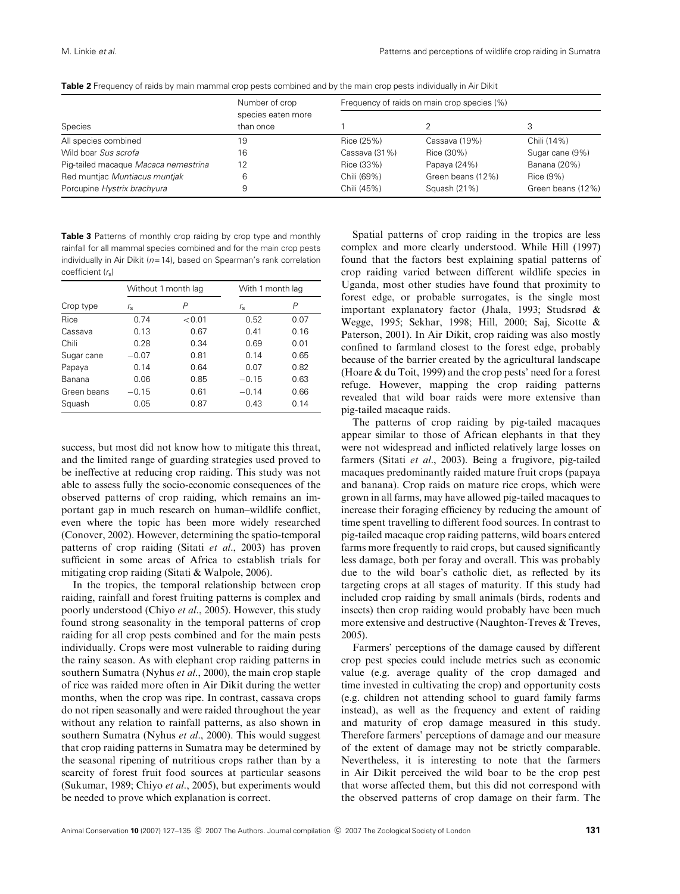**Table 2** Frequency of raids by main mammal crop pests combined and by the main crop pests individually in Air Dikit

| Species | Number of crop species eaten more than once | Frequency of raids on main crop species (%) | | |
|---|---|---|---|---|
| | | 1 | 2 | 3 |
| All species combined | 19 | Rice (25%) | Cassava (19%) | Chili (14%) |
| Wild boar *Sus scrofa* | 16 | Cassava (31%) | Rice (30%) | Sugar cane (9%) |
| Pig-tailed macaque *Macaca nemestrina* | 12 | Rice (33%) | Papaya (24%) | Banana (20%) |
| Red muntjac *Muntiacus muntjak* | 6 | Chili (69%) | Green beans (12%) | Rice (9%) |
| Porcupine *Hystrix brachyura* | 9 | Chili (45%) | Squash (21%) | Green beans (12%) |

**Table 3** Patterns of monthly crop raiding by crop type and monthly rainfall for all mammal species combined and for the main crop pests individually in Air Dikit ($n=14$), based on Spearman's rank correlation coefficient ($r_s$)

| Crop type | Without 1 month lag | | With 1 month lag | |
|---|---|---|---|---|
| | $r_s$ | $P$ | $r_s$ | $P$ |
| Rice | 0.74 | <0.01 | 0.52 | 0.07 |
| Cassava | 0.13 | 0.67 | 0.41 | 0.16 |
| Chili | 0.28 | 0.34 | 0.69 | 0.01 |
| Sugar cane | −0.07 | 0.81 | 0.14 | 0.65 |
| Papaya | 0.14 | 0.64 | 0.07 | 0.82 |
| Banana | 0.06 | 0.85 | −0.15 | 0.63 |
| Green beans | −0.15 | 0.61 | −0.14 | 0.66 |
| Squash | 0.05 | 0.87 | 0.43 | 0.14 |

success, but most did not know how to mitigate this threat, and the limited range of guarding strategies used proved to be ineffective at reducing crop raiding. This study was not able to assess fully the socio-economic consequences of the observed patterns of crop raiding, which remains an important gap in much research on human–wildlife conflict, even where the topic has been more widely researched (Conover, 2002). However, determining the spatio-temporal patterns of crop raiding (Sitati *et al*., 2003) has proven sufficient in some areas of Africa to establish trials for mitigating crop raiding (Sitati & Walpole, 2006).

In the tropics, the temporal relationship between crop raiding, rainfall and forest fruiting patterns is complex and poorly understood (Chiyo *et al*., 2005). However, this study found strong seasonality in the temporal patterns of crop raiding for all crop pests combined and for the main pests individually. Crops were most vulnerable to raiding during the rainy season. As with elephant crop raiding patterns in southern Sumatra (Nyhus *et al*., 2000), the main crop staple of rice was raided more often in Air Dikit during the wetter months, when the crop was ripe. In contrast, cassava crops do not ripen seasonally and were raided throughout the year without any relation to rainfall patterns, as also shown in southern Sumatra (Nyhus *et al*., 2000). This would suggest that crop raiding patterns in Sumatra may be determined by the seasonal ripening of nutritious crops rather than by a scarcity of forest fruit food sources at particular seasons (Sukumar, 1989; Chiyo *et al*., 2005), but experiments would be needed to prove which explanation is correct.

Spatial patterns of crop raiding in the tropics are less complex and more clearly understood. While Hill (1997) found that the factors best explaining spatial patterns of crop raiding varied between different wildlife species in Uganda, most other studies have found that proximity to forest edge, or probable surrogates, is the single most important explanatory factor (Jhala, 1993; Studsrød & Wegge, 1995; Sekhar, 1998; Hill, 2000; Saj, Sicotte & Paterson, 2001). In Air Dikit, crop raiding was also mostly confined to farmland closest to the forest edge, probably because of the barrier created by the agricultural landscape (Hoare & du Toit, 1999) and the crop pests' need for a forest refuge. However, mapping the crop raiding patterns revealed that wild boar raids were more extensive than pig-tailed macaque raids.

The patterns of crop raiding by pig-tailed macaques appear similar to those of African elephants in that they were not widespread and inflicted relatively large losses on farmers (Sitati *et al*., 2003). Being a frugivore, pig-tailed macaques predominantly raided mature fruit crops (papaya and banana). Crop raids on mature rice crops, which were grown in all farms, may have allowed pig-tailed macaques to increase their foraging efficiency by reducing the amount of time spent travelling to different food sources. In contrast to pig-tailed macaque crop raiding patterns, wild boars entered farms more frequently to raid crops, but caused significantly less damage, both per foray and overall. This was probably due to the wild boar's catholic diet, as reflected by its targeting crops at all stages of maturity. If this study had included crop raiding by small animals (birds, rodents and insects) then crop raiding would probably have been much more extensive and destructive (Naughton-Treves & Treves, 2005).

Farmers' perceptions of the damage caused by different crop pest species could include metrics such as economic value (e.g. average quality of the crop damaged and time invested in cultivating the crop) and opportunity costs (e.g. children not attending school to guard family farms instead), as well as the frequency and extent of raiding and maturity of crop damage measured in this study. Therefore farmers' perceptions of damage and our measure of the extent of damage may not be strictly comparable. Nevertheless, it is interesting to note that the farmers in Air Dikit perceived the wild boar to be the crop pest that worse affected them, but this did not correspond with the observed patterns of crop damage on their farm. The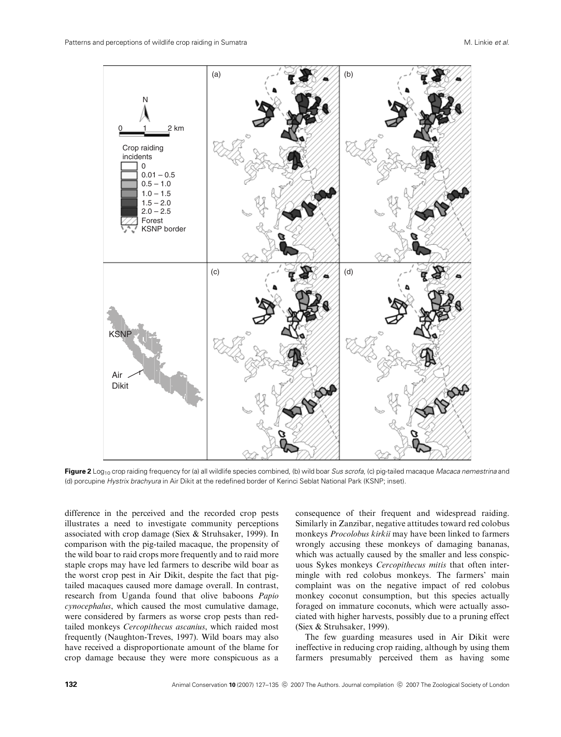**Figure 2** $Log_{10}$ crop raiding frequency for (a) all wildlife species combined, (b) wild boar *Sus scrofa*, (c) pig-tailed macaque *Macaca nemestrina* and (d) porcupine *Hystrix brachyura* in Air Dikit at the redefined border of Kerinci Seblat National Park (KSNP; inset).

difference in the perceived and the recorded crop pests illustrates a need to investigate community perceptions associated with crop damage (Siex & Struhsaker, 1999). In comparison with the pig-tailed macaque, the propensity of the wild boar to raid crops more frequently and to raid more staple crops may have led farmers to describe wild boar as the worst crop pest in Air Dikit, despite the fact that pig-tailed macaques caused more damage overall. In contrast, research from Uganda found that olive baboons *Papio cynocephalus*, which caused the most cumulative damage, were considered by farmers as worse crop pests than red-tailed monkeys *Cercopithecus ascanius*, which raided most frequently (Naughton-Treves, 1997). Wild boars may also have received a disproportionate amount of the blame for crop damage because they were more conspicuous as a consequence of their frequent and widespread raiding. Similarly in Zanzibar, negative attitudes toward red colobus monkeys *Procolobus kirkii* may have been linked to farmers wrongly accusing these monkeys of damaging bananas, which was actually caused by the smaller and less conspicuous Sykes monkeys *Cercopithecus mitis* that often intermingle with red colobus monkeys. The farmers' main complaint was on the negative impact of red colobus monkey coconut consumption, but this species actually foraged on immature coconuts, which were actually associated with higher harvests, possibly due to a pruning effect (Siex & Struhsaker, 1999).

The few guarding measures used in Air Dikit were ineffective in reducing crop raiding, although by using them farmers presumably perceived them as having some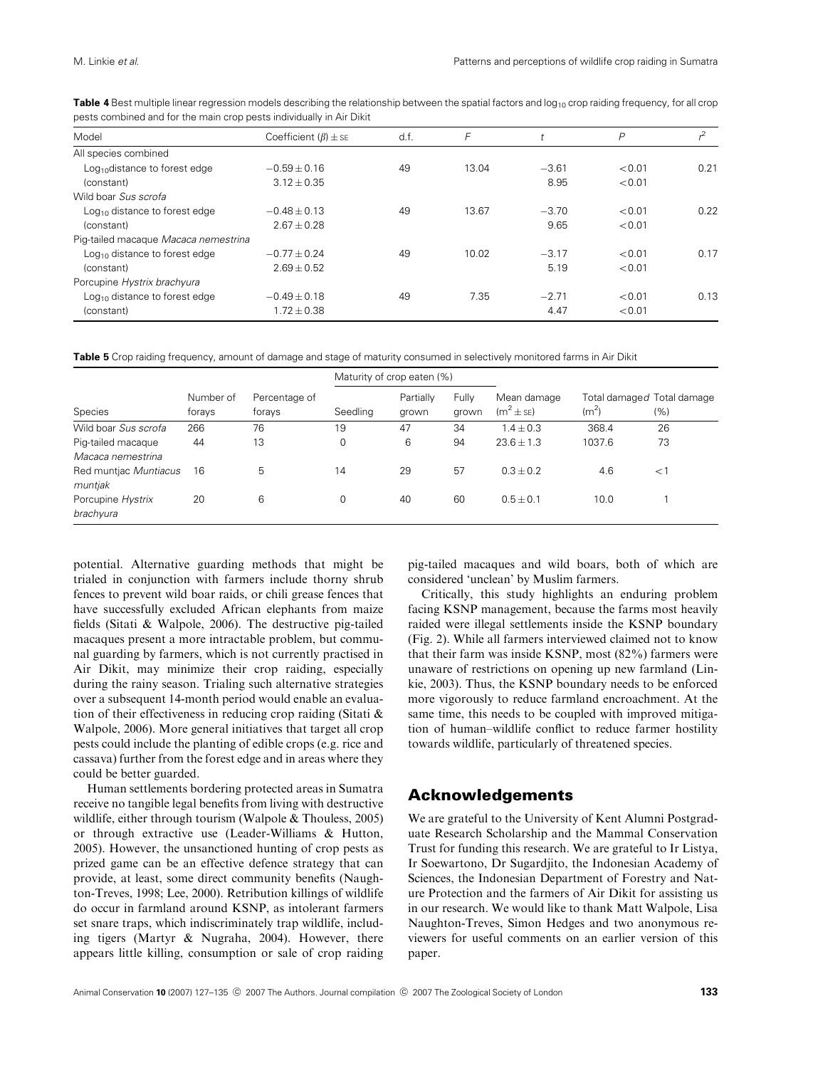**Table 4** Best multiple linear regression models describing the relationship between the spatial factors and $\log_{10}$ crop raiding frequency, for all crop pests combined and for the main crop pests individually in Air Dikit

| Model | Coefficient ($\beta$) ± SE | d.f. | $F$ | $t$ | $P$ | $r^2$ |
|---|---|---|---|---|---|---|
| All species combined | | | | | | |
| $\log_{10}$distance to forest edge | −0.59 ± 0.16 | 49 | 13.04 | −3.61 | <0.01 | 0.21 |
| (constant) | 3.12 ± 0.35 | | | 8.95 | <0.01 | |
| Wild boar *Sus scrofa* | | | | | | |
| $\log_{10}$ distance to forest edge | −0.48 ± 0.13 | 49 | 13.67 | −3.70 | <0.01 | 0.22 |
| (constant) | 2.67 ± 0.28 | | | 9.65 | <0.01 | |
| Pig-tailed macaque *Macaca nemestrina* | | | | | | |
| $\log_{10}$ distance to forest edge | −0.77 ± 0.24 | 49 | 10.02 | −3.17 | <0.01 | 0.17 |
| (constant) | 2.69 ± 0.52 | | | 5.19 | <0.01 | |
| Porcupine *Hystrix brachyura* | | | | | | |
| $\log_{10}$ distance to forest edge | −0.49 ± 0.18 | 49 | 7.35 | −2.71 | <0.01 | 0.13 |
| (constant) | 1.72 ± 0.38 | | | 4.47 | <0.01 | |

**Table 5** Crop raiding frequency, amount of damage and stage of maturity consumed in selectively monitored farms in Air Dikit

| | | | Maturity of crop eaten (%) | | | | | |
|---|---|---|---|---|---|---|---|---|
| Species | Number of forays | Percentage of forays | Seedling | Partially grown | Fully grown | Mean damage ($m^2$ ± SE) | Total damaged ($m^2$) | Total damage (%) |
| Wild boar *Sus scrofa* | 266 | 76 | 19 | 47 | 34 | 1.4 ± 0.3 | 368.4 | 26 |
| Pig-tailed macaque *Macaca nemestrina* | 44 | 13 | 0 | 6 | 94 | 23.6 ± 1.3 | 1037.6 | 73 |
| Red muntjac *Muntiacus muntjak* | 16 | 5 | 14 | 29 | 57 | 0.3 ± 0.2 | 4.6 | <1 |
| Porcupine *Hystrix brachyura* | 20 | 6 | 0 | 40 | 60 | 0.5 ± 0.1 | 10.0 | 1 |

potential. Alternative guarding methods that might be trialed in conjunction with farmers include thorny shrub fences to prevent wild boar raids, or chili grease fences that have successfully excluded African elephants from maize fields (Sitati & Walpole, 2006). The destructive pig-tailed macaques present a more intractable problem, but communal guarding by farmers, which is not currently practised in Air Dikit, may minimize their crop raiding, especially during the rainy season. Trialing such alternative strategies over a subsequent 14-month period would enable an evaluation of their effectiveness in reducing crop raiding (Sitati & Walpole, 2006). More general initiatives that target all crop pests could include the planting of edible crops (e.g. rice and cassava) further from the forest edge and in areas where they could be better guarded.

Human settlements bordering protected areas in Sumatra receive no tangible legal benefits from living with destructive wildlife, either through tourism (Walpole & Thouless, 2005) or through extractive use (Leader-Williams & Hutton, 2005). However, the unsanctioned hunting of crop pests as prized game can be an effective defence strategy that can provide, at least, some direct community benefits (Naughton-Treves, 1998; Lee, 2000). Retribution killings of wildlife do occur in farmland around KSNP, as intolerant farmers set snare traps, which indiscriminately trap wildlife, including tigers (Martyr & Nugraha, 2004). However, there appears little killing, consumption or sale of crop raiding pig-tailed macaques and wild boars, both of which are considered 'unclean' by Muslim farmers.

Critically, this study highlights an enduring problem facing KSNP management, because the farms most heavily raided were illegal settlements inside the KSNP boundary (Fig. 2). While all farmers interviewed claimed not to know that their farm was inside KSNP, most (82%) farmers were unaware of restrictions on opening up new farmland (Linkie, 2003). Thus, the KSNP boundary needs to be enforced more vigorously to reduce farmland encroachment. At the same time, this needs to be coupled with improved mitigation of human–wildlife conflict to reduce farmer hostility towards wildlife, particularly of threatened species.

## Acknowledgements

We are grateful to the University of Kent Alumni Postgraduate Research Scholarship and the Mammal Conservation Trust for funding this research. We are grateful to Ir Listya, Ir Soewartono, Dr Sugardjito, the Indonesian Academy of Sciences, the Indonesian Department of Forestry and Nature Protection and the farmers of Air Dikit for assisting us in our research. We would like to thank Matt Walpole, Lisa Naughton-Treves, Simon Hedges and two anonymous reviewers for useful comments on an earlier version of this paper.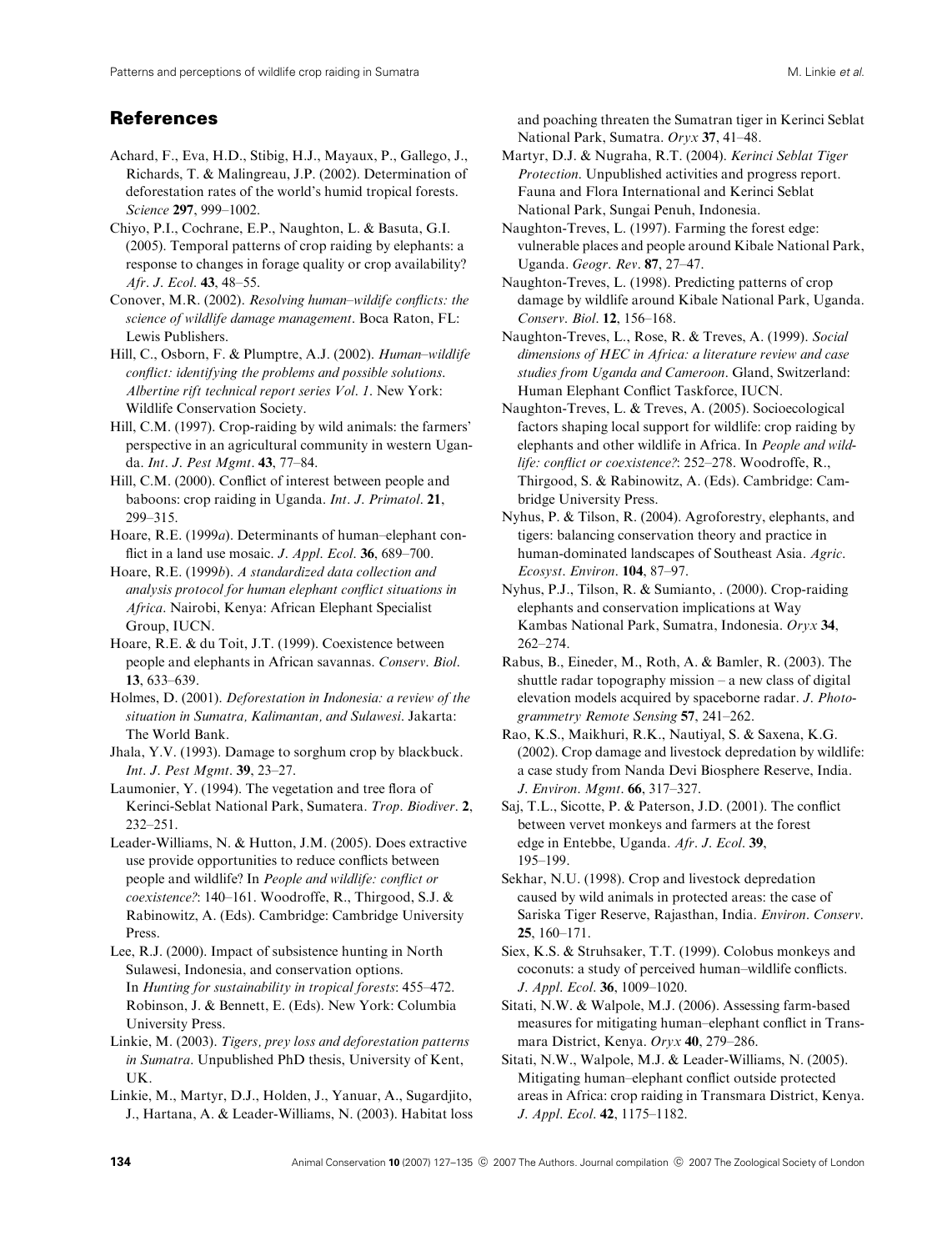## References

Achard, F., Eva, H.D., Stibig, H.J., Mayaux, P., Gallego, J., Richards, T. & Malingreau, J.P. (2002). Determination of deforestation rates of the world's humid tropical forests. *Science* **297**, 999–1002.

Chiyo, P.I., Cochrane, E.P., Naughton, L. & Basuta, G.I. (2005). Temporal patterns of crop raiding by elephants: a response to changes in forage quality or crop availability? *Afr. J. Ecol*. **43**, 48–55.

Conover, M.R. (2002). *Resolving human–wildlife conflicts: the science of wildlife damage management*. Boca Raton, FL: Lewis Publishers.

Hill, C., Osborn, F. & Plumptre, A.J. (2002). *Human–wildlife conflict: identifying the problems and possible solutions. Albertine rift technical report series Vol. 1*. New York: Wildlife Conservation Society.

Hill, C.M. (1997). Crop-raiding by wild animals: the farmers' perspective in an agricultural community in western Uganda. *Int. J. Pest Mgmt*. **43**, 77–84.

Hill, C.M. (2000). Conflict of interest between people and baboons: crop raiding in Uganda. *Int. J. Primatol*. **21**, 299–315.

Hoare, R.E. (1999*a*). Determinants of human–elephant conflict in a land use mosaic. *J. Appl. Ecol*. **36**, 689–700.

Hoare, R.E. (1999*b*). *A standardized data collection and analysis protocol for human elephant conflict situations in Africa*. Nairobi, Kenya: African Elephant Specialist Group, IUCN.

Hoare, R.E. & du Toit, J.T. (1999). Coexistence between people and elephants in African savannas. *Conserv. Biol*. **13**, 633–639.

Holmes, D. (2001). *Deforestation in Indonesia: a review of the situation in Sumatra, Kalimantan, and Sulawesi*. Jakarta: The World Bank.

Jhala, Y.V. (1993). Damage to sorghum crop by blackbuck. *Int. J. Pest Mgmt*. **39**, 23–27.

Laumonier, Y. (1994). The vegetation and tree flora of Kerinci-Seblat National Park, Sumatera. *Trop. Biodiver*. **2**, 232–251.

Leader-Williams, N. & Hutton, J.M. (2005). Does extractive use provide opportunities to reduce conflicts between people and wildlife? In *People and wildlife: conflict or coexistence?*: 140–161. Woodroffe, R., Thirgood, S.J. & Rabinowitz, A. (Eds). Cambridge: Cambridge University Press.

Lee, R.J. (2000). Impact of subsistence hunting in North Sulawesi, Indonesia, and conservation options. In *Hunting for sustainability in tropical forests*: 455–472. Robinson, J. & Bennett, E. (Eds). New York: Columbia University Press.

Linkie, M. (2003). *Tigers, prey loss and deforestation patterns in Sumatra*. Unpublished PhD thesis, University of Kent, UK.

Linkie, M., Martyr, D.J., Holden, J., Yanuar, A., Sugardjito, J., Hartana, A. & Leader-Williams, N. (2003). Habitat loss and poaching threaten the Sumatran tiger in Kerinci Seblat National Park, Sumatra. *Oryx* **37**, 41–48.

Martyr, D.J. & Nugraha, R.T. (2004). *Kerinci Seblat Tiger Protection*. Unpublished activities and progress report. Fauna and Flora International and Kerinci Seblat National Park, Sungai Penuh, Indonesia.

Naughton-Treves, L. (1997). Farming the forest edge: vulnerable places and people around Kibale National Park, Uganda. *Geogr. Rev*. **87**, 27–47.

Naughton-Treves, L. (1998). Predicting patterns of crop damage by wildlife around Kibale National Park, Uganda. *Conserv. Biol*. **12**, 156–168.

Naughton-Treves, L., Rose, R. & Treves, A. (1999). *Social dimensions of HEC in Africa: a literature review and case studies from Uganda and Cameroon*. Gland, Switzerland: Human Elephant Conflict Taskforce, IUCN.

Naughton-Treves, L. & Treves, A. (2005). Socioecological factors shaping local support for wildlife: crop raiding by elephants and other wildlife in Africa. In *People and wildlife: conflict or coexistence?*: 252–278. Woodroffe, R., Thirgood, S. & Rabinowitz, A. (Eds). Cambridge: Cambridge University Press.

Nyhus, P. & Tilson, R. (2004). Agroforestry, elephants, and tigers: balancing conservation theory and practice in human-dominated landscapes of Southeast Asia. *Agric. Ecosyst. Environ*. **104**, 87–97.

Nyhus, P.J., Tilson, R. & Sumianto, . (2000). Crop-raiding elephants and conservation implications at Way Kambas National Park, Sumatra, Indonesia. *Oryx* **34**, 262–274.

Rabus, B., Eineder, M., Roth, A. & Bamler, R. (2003). The shuttle radar topography mission – a new class of digital elevation models acquired by spaceborne radar. *J. Photogrammetry Remote Sensing* **57**, 241–262.

Rao, K.S., Maikhuri, R.K., Nautiyal, S. & Saxena, K.G. (2002). Crop damage and livestock depredation by wildlife: a case study from Nanda Devi Biosphere Reserve, India. *J. Environ. Mgmt*. **66**, 317–327.

Saj, T.L., Sicotte, P. & Paterson, J.D. (2001). The conflict between vervet monkeys and farmers at the forest edge in Entebbe, Uganda. *Afr. J. Ecol*. **39**, 195–199.

Sekhar, N.U. (1998). Crop and livestock depredation caused by wild animals in protected areas: the case of Sariska Tiger Reserve, Rajasthan, India. *Environ. Conserv*. **25**, 160–171.

Siex, K.S. & Struhsaker, T.T. (1999). Colobus monkeys and coconuts: a study of perceived human–wildlife conflicts. *J. Appl. Ecol*. **36**, 1009–1020.

Sitati, N.W. & Walpole, M.J. (2006). Assessing farm-based measures for mitigating human–elephant conflict in Transmara District, Kenya. *Oryx* **40**, 279–286.

Sitati, N.W., Walpole, M.J. & Leader-Williams, N. (2005). Mitigating human–elephant conflict outside protected areas in Africa: crop raiding in Transmara District, Kenya. *J. Appl. Ecol*. **42**, 1175–1182.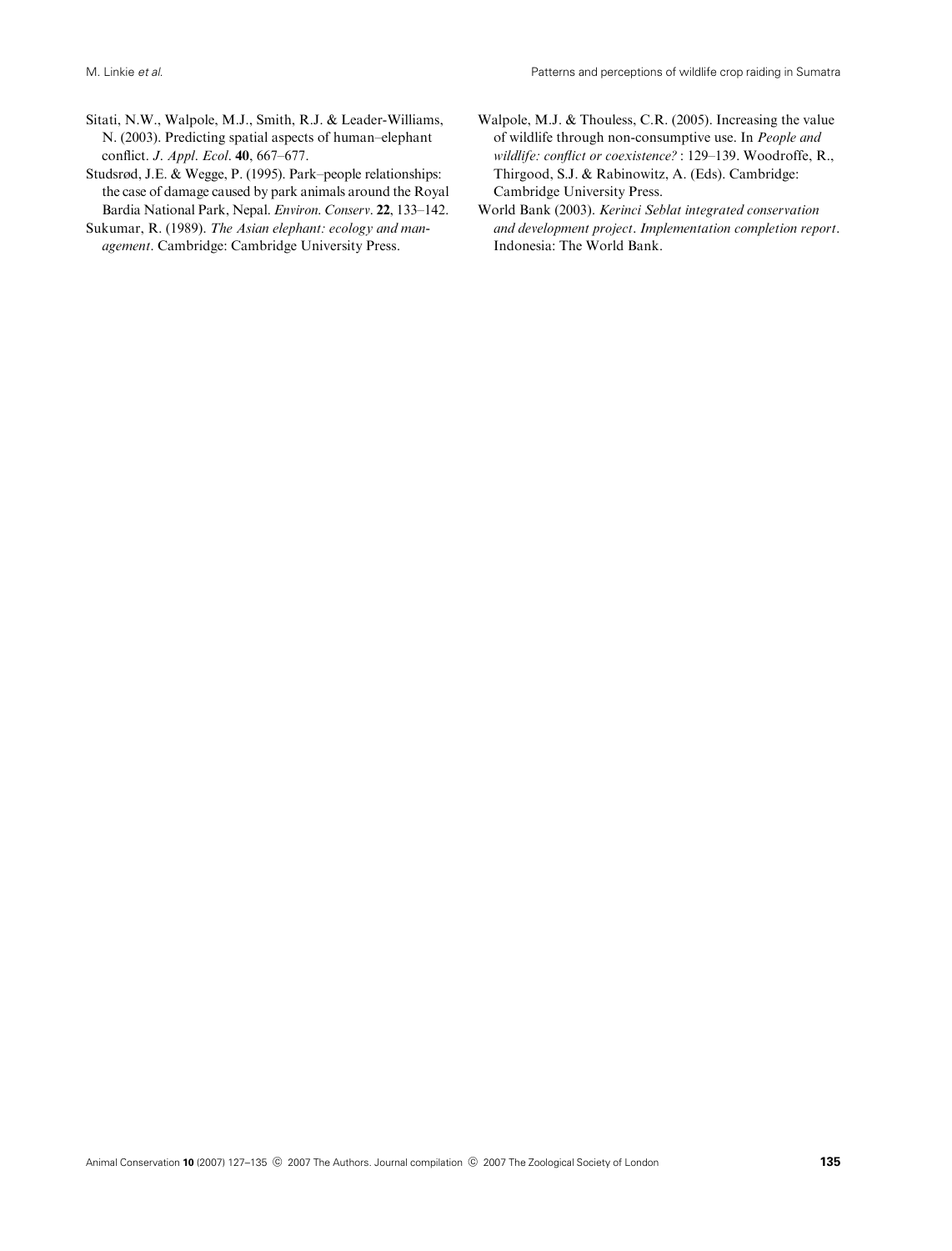Sitati, N.W., Walpole, M.J., Smith, R.J. & Leader-Williams, N. (2003). Predicting spatial aspects of human–elephant conflict. *J. Appl. Ecol.* **40**, 667–677.

Studsrød, J.E. & Wegge, P. (1995). Park–people relationships: the case of damage caused by park animals around the Royal Bardia National Park, Nepal. *Environ. Conserv.* **22**, 133–142.

Sukumar, R. (1989). *The Asian elephant: ecology and management*. Cambridge: Cambridge University Press.

Walpole, M.J. & Thouless, C.R. (2005). Increasing the value of wildlife through non-consumptive use. In *People and wildlife: conflict or coexistence?* : 129–139. Woodroffe, R., Thirgood, S.J. & Rabinowitz, A. (Eds). Cambridge: Cambridge University Press.

World Bank (2003). *Kerinci Seblat integrated conservation and development project. Implementation completion report*. Indonesia: The World Bank.